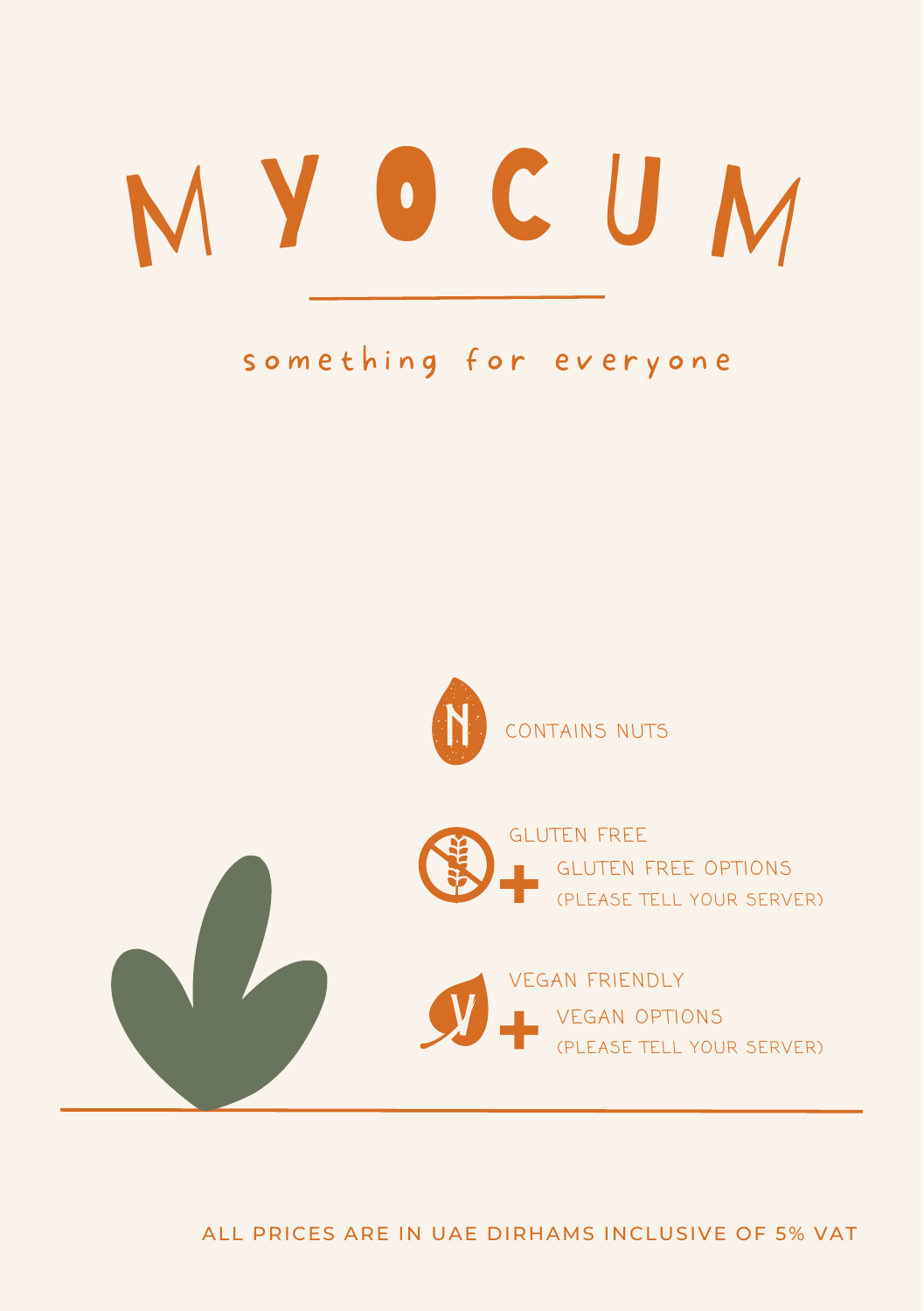# MYOCUM

something for everyone

CONTAINS NUTS

GLUTEN FREE

GLUTEN FREE OPTIONS
(PLEASE TELL YOUR SERVER)

VEGAN FRIENDLY

VEGAN OPTIONS
(PLEASE TELL YOUR SERVER)

ALL PRICES ARE IN UAE DIRHAMS INCLUSIVE OF 5% VAT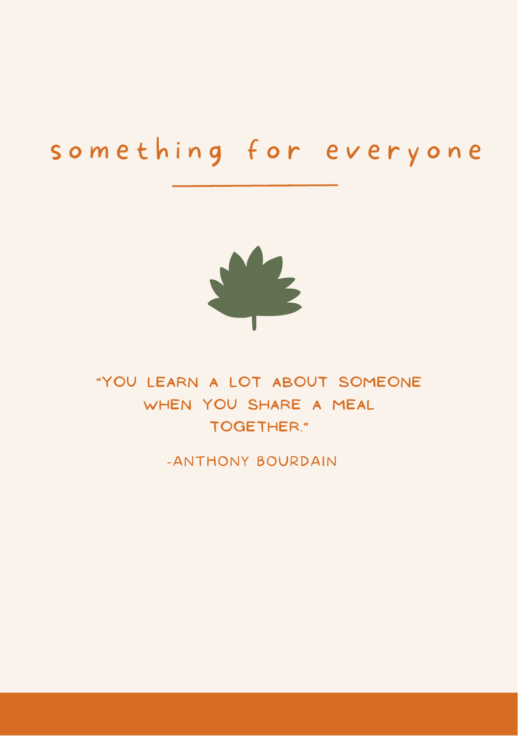# something for everyone

"YOU LEARN A LOT ABOUT SOMEONE WHEN YOU SHARE A MEAL TOGETHER."

-ANTHONY BOURDAIN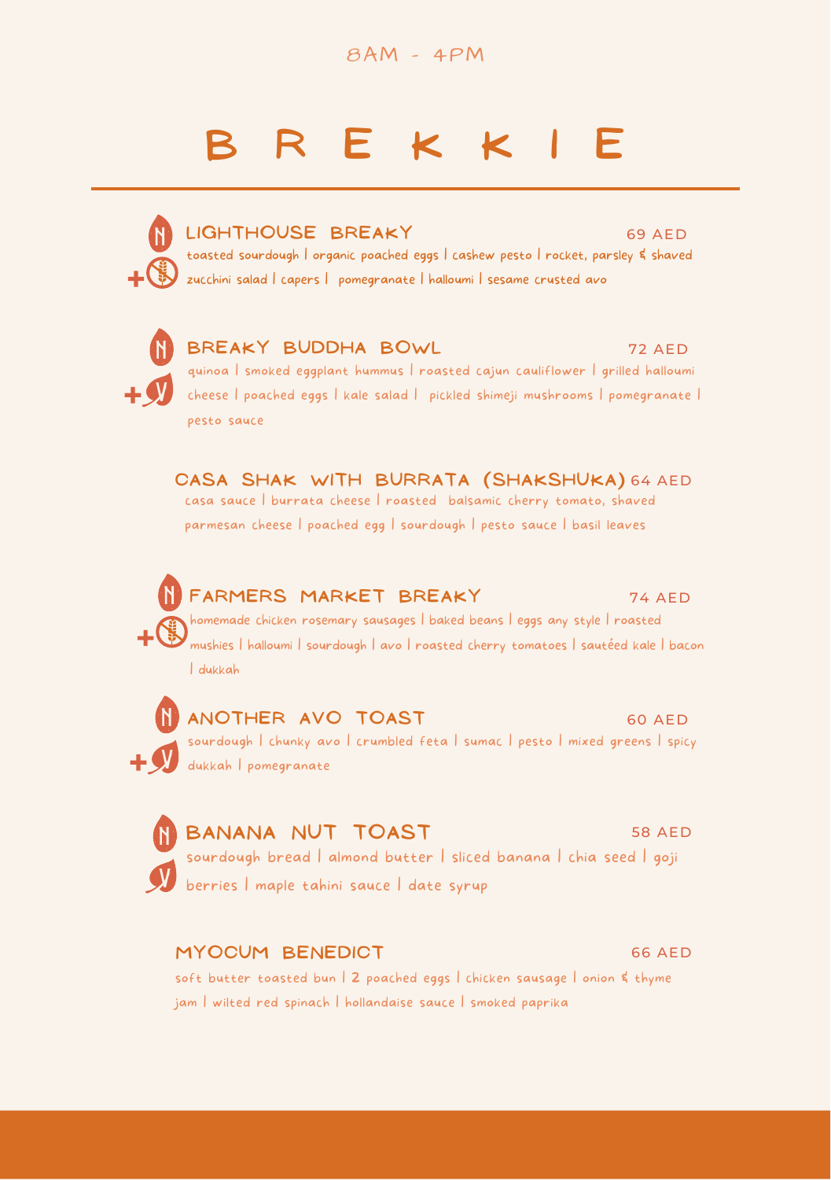8AM - 4PM

# BREKKIE

## LIGHTHOUSE BREAKY — 69 AED

toasted sourdough | organic poached eggs | cashew pesto | rocket, parsley & shaved zucchini salad | capers | pomegranate | halloumi | sesame crusted avo

## BREAKY BUDDHA BOWL — 72 AED

quinoa | smoked eggplant hummus | roasted cajun cauliflower | grilled halloumi cheese | poached eggs | kale salad | pickled shimeji mushrooms | pomegranate | pesto sauce

## CASA SHAK WITH BURRATA (SHAKSHUKA) — 64 AED

casa sauce | burrata cheese | roasted balsamic cherry tomato, shaved parmesan cheese | poached egg | sourdough | pesto sauce | basil leaves

## FARMERS MARKET BREAKY — 74 AED

homemade chicken rosemary sausages | baked beans | eggs any style | roasted mushies | halloumi | sourdough | avo | roasted cherry tomatoes | sautéed kale | bacon | dukkah

## ANOTHER AVO TOAST — 60 AED

sourdough | chunky avo | crumbled feta | sumac | pesto | mixed greens | spicy dukkah | pomegranate

## BANANA NUT TOAST — 58 AED

sourdough bread | almond butter | sliced banana | chia seed | goji berries | maple tahini sauce | date syrup

## MYOCUM BENEDICT — 66 AED

soft butter toasted bun | 2 poached eggs | chicken sausage | onion & thyme jam | wilted red spinach | hollandaise sauce | smoked paprika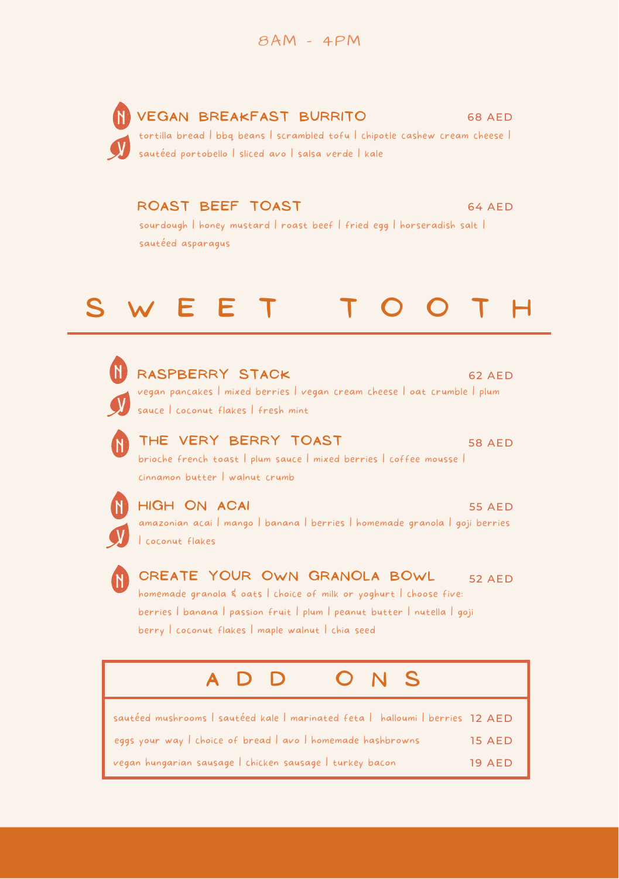8AM - 4PM

### VEGAN BREAKFAST BURRITO — 68 AED

N V

tortilla bread | bbq beans | scrambled tofu | chipotle cashew cream cheese | sautéed portobello | sliced avo | salsa verde | kale

### ROAST BEEF TOAST — 64 AED

sourdough | honey mustard | roast beef | fried egg | horseradish salt | sautéed asparagus

## SWEET TOOTH

### RASPBERRY STACK — 62 AED

N V

vegan pancakes | mixed berries | vegan cream cheese | oat crumble | plum sauce | coconut flakes | fresh mint

### THE VERY BERRY TOAST — 58 AED

N

brioche french toast | plum sauce | mixed berries | coffee mousse | cinnamon butter | walnut crumb

### HIGH ON ACAI — 55 AED

N V

amazonian acai | mango | banana | berries | homemade granola | goji berries | coconut flakes

### CREATE YOUR OWN GRANOLA BOWL — 52 AED

N

homemade granola & oats | choice of milk or yoghurt | choose five: berries | banana | passion fruit | plum | peanut butter | nutella | goji berry | coconut flakes | maple walnut | chia seed

## ADD ONS

| Item | Price |
|---|---|
| sautéed mushrooms \| sautéed kale \| marinated feta \| halloumi \| berries | 12 AED |
| eggs your way \| choice of bread \| avo \| homemade hashbrowns | 15 AED |
| vegan hungarian sausage \| chicken sausage \| turkey bacon | 19 AED |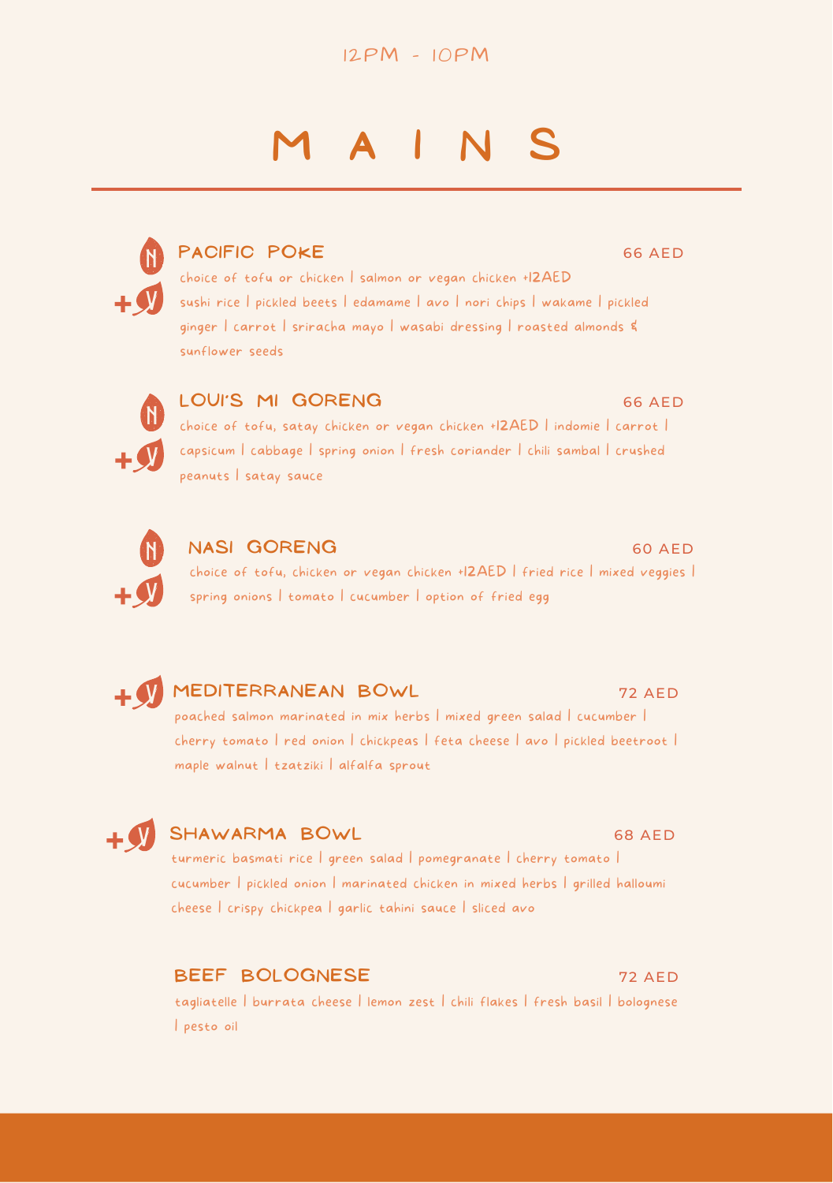12PM - 10PM

# MAINS

N +V

## PACIFIC POKE

66 AED

choice of tofu or chicken | salmon or vegan chicken +12AED
sushi rice | pickled beets | edamame | avo | nori chips | wakame | pickled ginger | carrot | sriracha mayo | wasabi dressing | roasted almonds & sunflower seeds

N +V

## LOUI'S MI GORENG

66 AED

choice of tofu, satay chicken or vegan chicken +12AED | indomie | carrot | capsicum | cabbage | spring onion | fresh coriander | chili sambal | crushed peanuts | satay sauce

N +V

## NASI GORENG

60 AED

choice of tofu, chicken or vegan chicken +12AED | fried rice | mixed veggies | spring onions | tomato | cucumber | option of fried egg

+V

## MEDITERRANEAN BOWL

72 AED

poached salmon marinated in mix herbs | mixed green salad | cucumber | cherry tomato | red onion | chickpeas | feta cheese | avo | pickled beetroot | maple walnut | tzatziki | alfalfa sprout

+V

## SHAWARMA BOWL

68 AED

turmeric basmati rice | green salad | pomegranate | cherry tomato | cucumber | pickled onion | marinated chicken in mixed herbs | grilled halloumi cheese | crispy chickpea | garlic tahini sauce | sliced avo

## BEEF BOLOGNESE

72 AED

tagliatelle | burrata cheese | lemon zest | chili flakes | fresh basil | bolognese | pesto oil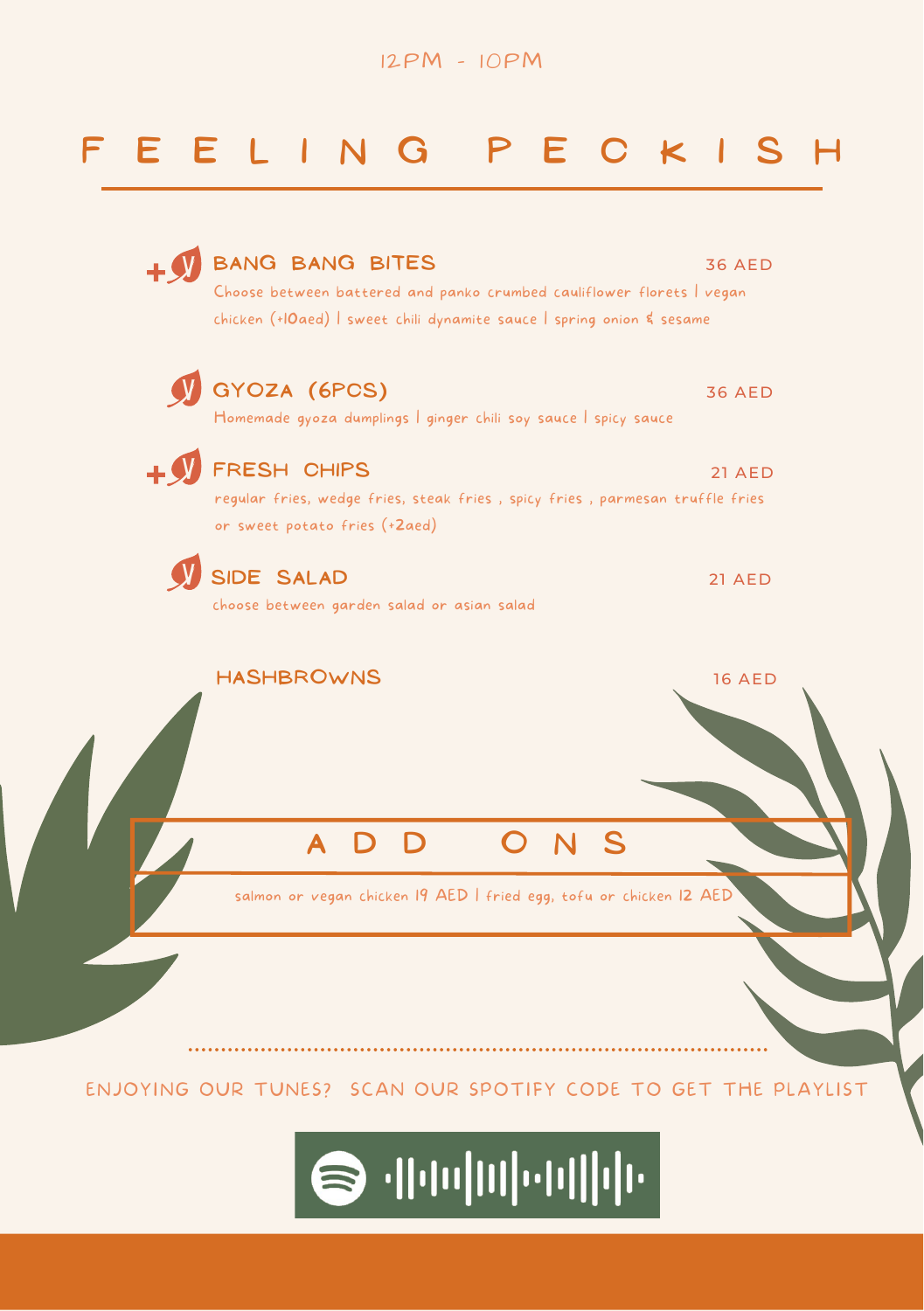12PM - 10PM

# FEELING PECKISH

### BANG BANG BITES — 36 AED

Choose between battered and panko crumbed cauliflower florets | vegan chicken (+10aed) | sweet chili dynamite sauce | spring onion & sesame

### GYOZA (6PCS) — 36 AED

Homemade gyoza dumplings | ginger chili soy sauce | spicy sauce

### FRESH CHIPS — 21 AED

regular fries, wedge fries, steak fries , spicy fries , parmesan truffle fries or sweet potato fries (+2aed)

### SIDE SALAD — 21 AED

choose between garden salad or asian salad

### HASHBROWNS — 16 AED

## ADD ONS

salmon or vegan chicken 19 AED | fried egg, tofu or chicken 12 AED

ENJOYING OUR TUNES? SCAN OUR SPOTIFY CODE TO GET THE PLAYLIST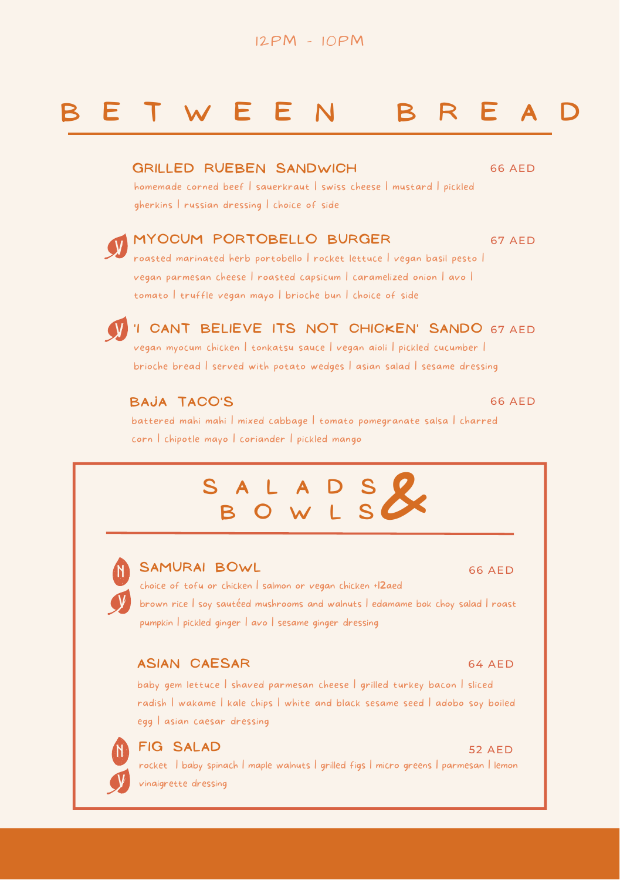12PM - 10PM

# BETWEEN BREAD

### GRILLED RUEBEN SANDWICH — 66 AED

homemade corned beef | sauerkraut | swiss cheese | mustard | pickled gherkins | russian dressing | choice of side

### V MYOCUM PORTOBELLO BURGER — 67 AED

roasted marinated herb portobello | rocket lettuce | vegan basil pesto | vegan parmesan cheese | roasted capsicum | caramelized onion | avo | tomato | truffle vegan mayo | brioche bun | choice of side

### V 'I CANT BELIEVE ITS NOT CHICKEN' SANDO — 67 AED

vegan myocum chicken | tonkatsu sauce | vegan aioli | pickled cucumber | brioche bread | served with potato wedges | asian salad | sesame dressing

### BAJA TACO'S — 66 AED

battered mahi mahi | mixed cabbage | tomato pomegranate salsa | charred corn | chipotle mayo | coriander | pickled mango

# SALADS & BOWLS

### N V SAMURAI BOWL — 66 AED

choice of tofu or chicken | salmon or vegan chicken +12aed

brown rice | soy sautéed mushrooms and walnuts | edamame bok choy salad | roast pumpkin | pickled ginger | avo | sesame ginger dressing

### ASIAN CAESAR — 64 AED

baby gem lettuce | shaved parmesan cheese | grilled turkey bacon | sliced radish | wakame | kale chips | white and black sesame seed | adobo soy boiled egg | asian caesar dressing

### N V FIG SALAD — 52 AED

rocket | baby spinach | maple walnuts | grilled figs | micro greens | parmesan | lemon vinaigrette dressing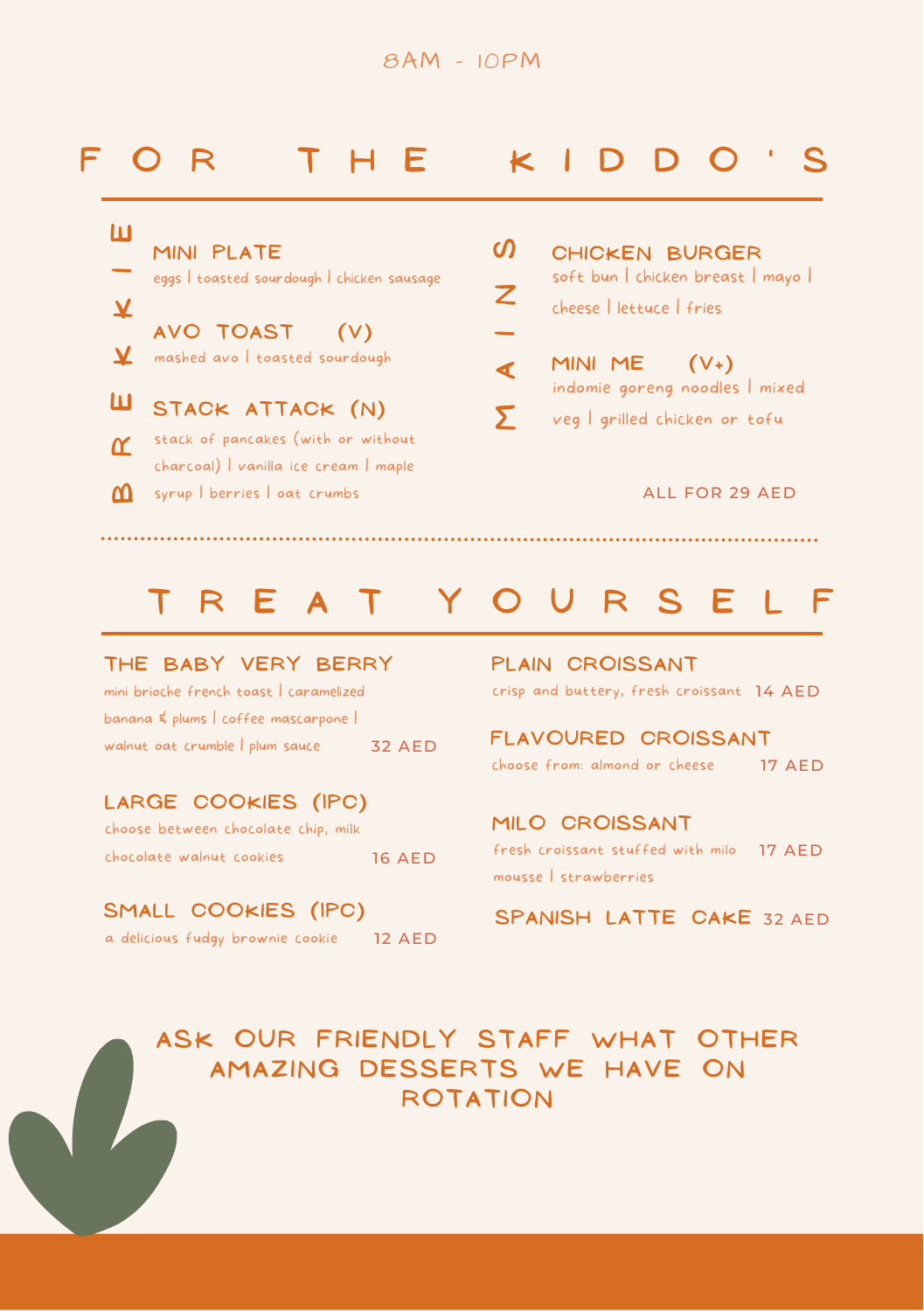8AM - 10PM

# FOR THE KIDDO'S

## BREKKIE

### MINI PLATE
eggs | toasted sourdough | chicken sausage

### AVO TOAST (V)
mashed avo | toasted sourdough

### STACK ATTACK (N)
stack of pancakes (with or without charcoal) | vanilla ice cream | maple syrup | berries | oat crumbs

## MAINS

### CHICKEN BURGER
soft bun | chicken breast | mayo | cheese | lettuce | fries

### MINI ME (V+)
indomie goreng noodles | mixed veg | grilled chicken or tofu

ALL FOR 29 AED

# TREAT YOURSELF

### THE BABY VERY BERRY
mini brioche french toast | caramelized banana & plums | coffee mascarpone | walnut oat crumble | plum sauce — 32 AED

### LARGE COOKIES (1PC)
choose between chocolate chip, milk chocolate walnut cookies — 16 AED

### SMALL COOKIES (1PC)
a delicious fudgy brownie cookie — 12 AED

### PLAIN CROISSANT
crisp and buttery, fresh croissant — 14 AED

### FLAVOURED CROISSANT
choose from: almond or cheese — 17 AED

### MILO CROISSANT
fresh croissant stuffed with milo mousse | strawberries — 17 AED

### SPANISH LATTE CAKE — 32 AED

**ASK OUR FRIENDLY STAFF WHAT OTHER AMAZING DESSERTS WE HAVE ON ROTATION**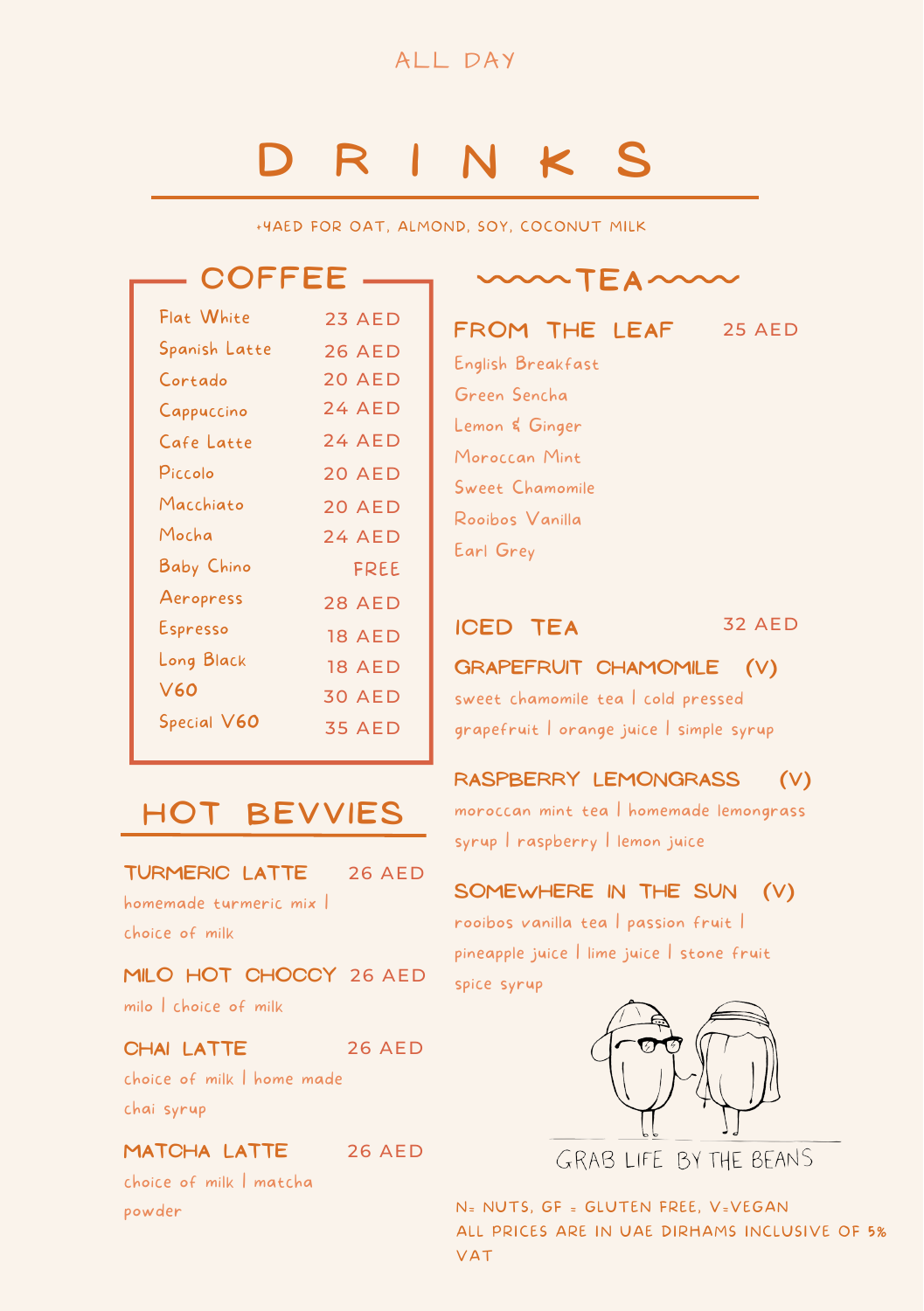ALL DAY

# DRINKS

+4AED FOR OAT, ALMOND, SOY, COCONUT MILK

## COFFEE

| Item | Price |
|---|---|
| Flat White | 23 AED |
| Spanish Latte | 26 AED |
| Cortado | 20 AED |
| Cappuccino | 24 AED |
| Cafe Latte | 24 AED |
| Piccolo | 20 AED |
| Macchiato | 20 AED |
| Mocha | 24 AED |
| Baby Chino | FREE |
| Aeropress | 28 AED |
| Espresso | 18 AED |
| Long Black | 18 AED |
| V60 | 30 AED |
| Special V60 | 35 AED |

## HOT BEVVIES

### TURMERIC LATTE 26 AED
homemade turmeric mix | choice of milk

### MILO HOT CHOCCY 26 AED
milo | choice of milk

### CHAI LATTE 26 AED
choice of milk | home made chai syrup

### MATCHA LATTE 26 AED
choice of milk | matcha powder

## TEA

### FROM THE LEAF 25 AED

- English Breakfast
- Green Sencha
- Lemon & Ginger
- Moroccan Mint
- Sweet Chamomile
- Rooibos Vanilla
- Earl Grey

### ICED TEA 32 AED

**GRAPEFRUIT CHAMOMILE (V)**
sweet chamomile tea | cold pressed grapefruit | orange juice | simple syrup

**RASPBERRY LEMONGRASS (V)**
moroccan mint tea | homemade lemongrass syrup | raspberry | lemon juice

**SOMEWHERE IN THE SUN (V)**
rooibos vanilla tea | passion fruit | pineapple juice | lime juice | stone fruit spice syrup

GRAB LIFE BY THE BEANS

N= NUTS, GF = GLUTEN FREE, V=VEGAN
ALL PRICES ARE IN UAE DIRHAMS INCLUSIVE OF 5% VAT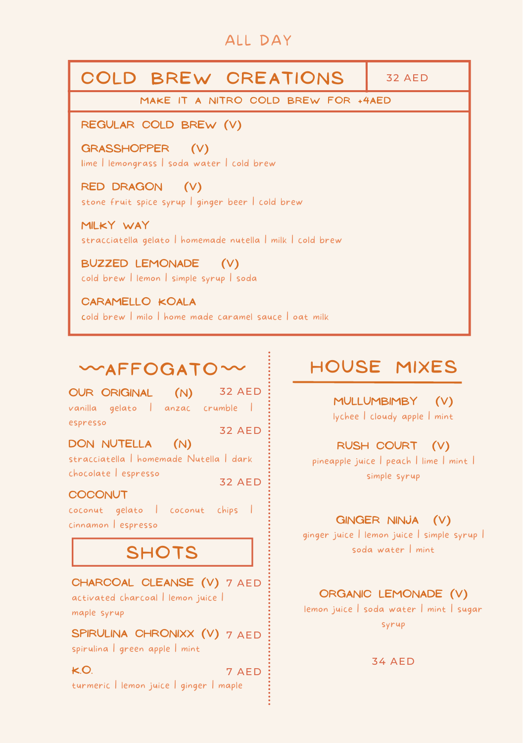# ALL DAY

## COLD BREW CREATIONS — 32 AED

MAKE IT A NITRO COLD BREW FOR +4AED

**REGULAR COLD BREW (V)**

**GRASSHOPPER (V)**
lime | lemongrass | soda water | cold brew

**RED DRAGON (V)**
stone fruit spice syrup | ginger beer | cold brew

**MILKY WAY**
stracciatella gelato | homemade nutella | milk | cold brew

**BUZZED LEMONADE (V)**
cold brew | lemon | simple syrup | soda

**CARAMELLO KOALA**
cold brew | milo | home made caramel sauce | oat milk

## ~AFFOGATO~

**OUR ORIGINAL (N)** — 32 AED
vanilla gelato | anzac crumble | espresso

**DON NUTELLA (N)** — 32 AED
stracciatella | homemade Nutella | dark chocolate | espresso

**COCONUT** — 32 AED
coconut gelato | coconut chips | cinnamon | espresso

## SHOTS

**CHARCOAL CLEANSE (V)** — 7 AED
activated charcoal | lemon juice | maple syrup

**SPIRULINA CHRONIXX (V)** — 7 AED
spirulina | green apple | mint

**K.O.** — 7 AED
turmeric | lemon juice | ginger | maple

## HOUSE MIXES

**MULLUMBIMBY (V)**
lychee | cloudy apple | mint

**RUSH COURT (V)**
pineapple juice | peach | lime | mint | simple syrup

**GINGER NINJA (V)**
ginger juice | lemon juice | simple syrup | soda water | mint

**ORGANIC LEMONADE (V)**
lemon juice | soda water | mint | sugar syrup

34 AED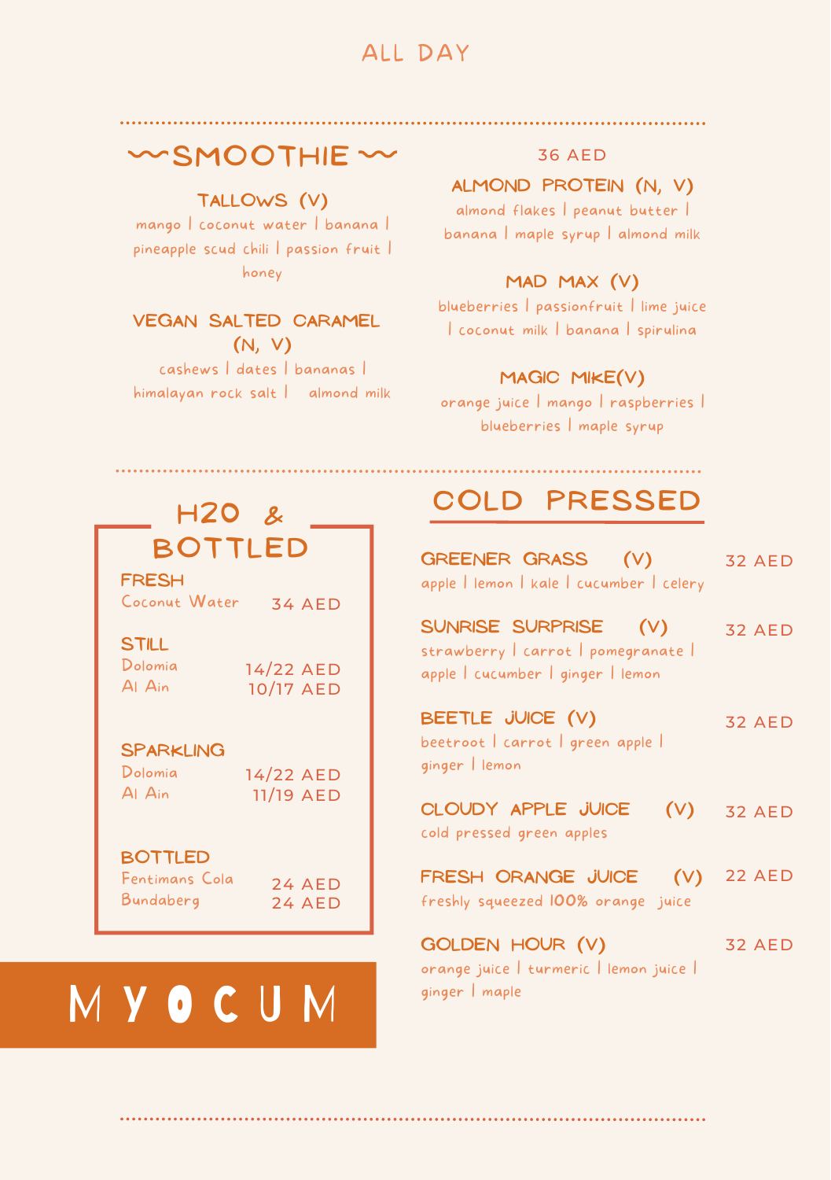# ALL DAY

## SMOOTHIE

36 AED

### TALLOWS (V)

mango | coconut water | banana | pineapple scud chili | passion fruit | honey

### VEGAN SALTED CARAMEL (N, V)

cashews | dates | bananas | himalayan rock salt | almond milk

### ALMOND PROTEIN (N, V)

almond flakes | peanut butter | banana | maple syrup | almond milk

### MAD MAX (V)

blueberries | passionfruit | lime juice | coconut milk | banana | spirulina

### MAGIC MIKE(V)

orange juice | mango | raspberries | blueberries | maple syrup

## H2O & BOTTLED

### FRESH

| | |
|---|---|
| Coconut Water | 34 AED |

### STILL

| | |
|---|---|
| Dolomia | 14/22 AED |
| Al Ain | 10/17 AED |

### SPARKLING

| | |
|---|---|
| Dolomia | 14/22 AED |
| Al Ain | 11/19 AED |

### BOTTLED

| | |
|---|---|
| Fentimans Cola | 24 AED |
| Bundaberg | 24 AED |

## COLD PRESSED

### GREENER GRASS (V) — 32 AED

apple | lemon | kale | cucumber | celery

### SUNRISE SURPRISE (V) — 32 AED

strawberry | carrot | pomegranate | apple | cucumber | ginger | lemon

### BEETLE JUICE (V) — 32 AED

beetroot | carrot | green apple | ginger | lemon

### CLOUDY APPLE JUICE (V) — 32 AED

cold pressed green apples

### FRESH ORANGE JUICE (V) — 22 AED

freshly squeezed 100% orange juice

### GOLDEN HOUR (V) — 32 AED

orange juice | turmeric | lemon juice | ginger | maple

MYOCUM